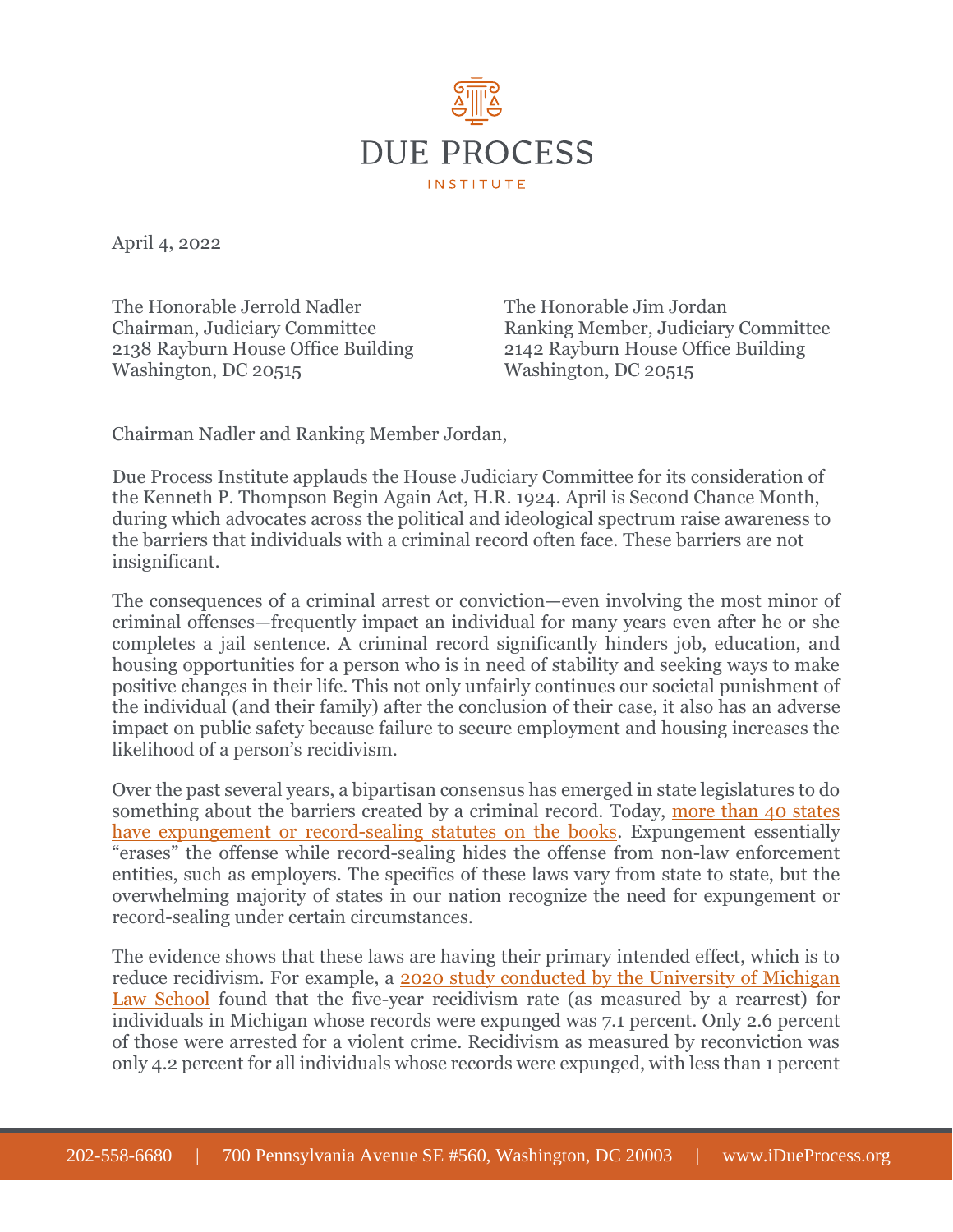# DUE PROCESS

INSTITUTE

April 4, 2022

The Honorable Jerrold Nadler
Chairman, Judiciary Committee
2138 Rayburn House Office Building
Washington, DC 20515

The Honorable Jim Jordan
Ranking Member, Judiciary Committee
2142 Rayburn House Office Building
Washington, DC 20515

Chairman Nadler and Ranking Member Jordan,

Due Process Institute applauds the House Judiciary Committee for its consideration of the Kenneth P. Thompson Begin Again Act, H.R. 1924. April is Second Chance Month, during which advocates across the political and ideological spectrum raise awareness to the barriers that individuals with a criminal record often face. These barriers are not insignificant.

The consequences of a criminal arrest or conviction—even involving the most minor of criminal offenses—frequently impact an individual for many years even after he or she completes a jail sentence. A criminal record significantly hinders job, education, and housing opportunities for a person who is in need of stability and seeking ways to make positive changes in their life. This not only unfairly continues our societal punishment of the individual (and their family) after the conclusion of their case, it also has an adverse impact on public safety because failure to secure employment and housing increases the likelihood of a person's recidivism.

Over the past several years, a bipartisan consensus has emerged in state legislatures to do something about the barriers created by a criminal record. Today, more than 40 states have expungement or record-sealing statutes on the books. Expungement essentially "erases" the offense while record-sealing hides the offense from non-law enforcement entities, such as employers. The specifics of these laws vary from state to state, but the overwhelming majority of states in our nation recognize the need for expungement or record-sealing under certain circumstances.

The evidence shows that these laws are having their primary intended effect, which is to reduce recidivism. For example, a 2020 study conducted by the University of Michigan Law School found that the five-year recidivism rate (as measured by a rearrest) for individuals in Michigan whose records were expunged was 7.1 percent. Only 2.6 percent of those were arrested for a violent crime. Recidivism as measured by reconviction was only 4.2 percent for all individuals whose records were expunged, with less than 1 percent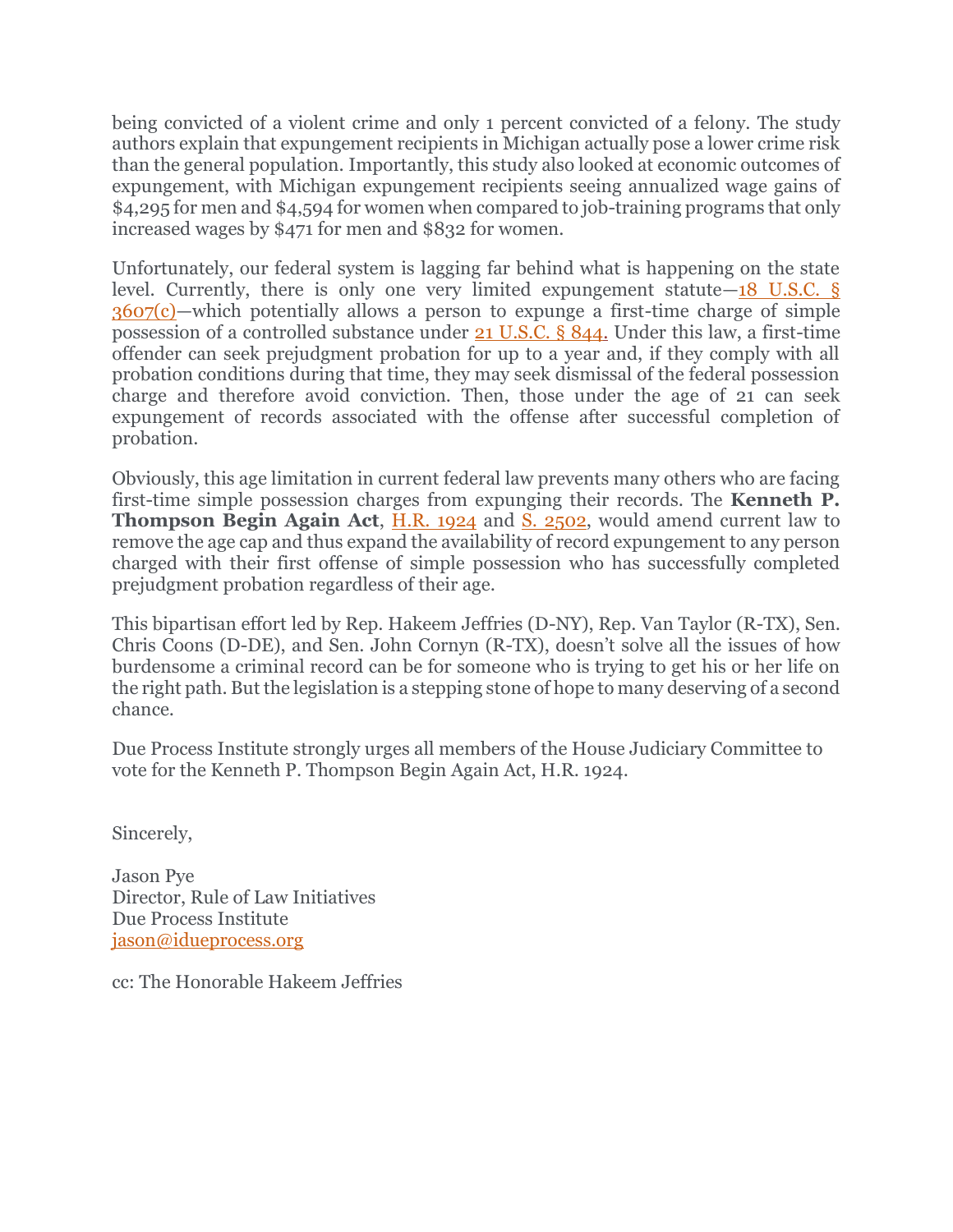being convicted of a violent crime and only 1 percent convicted of a felony. The study authors explain that expungement recipients in Michigan actually pose a lower crime risk than the general population. Importantly, this study also looked at economic outcomes of expungement, with Michigan expungement recipients seeing annualized wage gains of $4,295 for men and $4,594 for women when compared to job-training programs that only increased wages by $471 for men and $832 for women.

Unfortunately, our federal system is lagging far behind what is happening on the state level. Currently, there is only one very limited expungement statute—18 U.S.C. § 3607(c)—which potentially allows a person to expunge a first-time charge of simple possession of a controlled substance under 21 U.S.C. § 844. Under this law, a first-time offender can seek prejudgment probation for up to a year and, if they comply with all probation conditions during that time, they may seek dismissal of the federal possession charge and therefore avoid conviction. Then, those under the age of 21 can seek expungement of records associated with the offense after successful completion of probation.

Obviously, this age limitation in current federal law prevents many others who are facing first-time simple possession charges from expunging their records. The **Kenneth P. Thompson Begin Again Act**, H.R. 1924 and S. 2502, would amend current law to remove the age cap and thus expand the availability of record expungement to any person charged with their first offense of simple possession who has successfully completed prejudgment probation regardless of their age.

This bipartisan effort led by Rep. Hakeem Jeffries (D-NY), Rep. Van Taylor (R-TX), Sen. Chris Coons (D-DE), and Sen. John Cornyn (R-TX), doesn't solve all the issues of how burdensome a criminal record can be for someone who is trying to get his or her life on the right path. But the legislation is a stepping stone of hope to many deserving of a second chance.

Due Process Institute strongly urges all members of the House Judiciary Committee to vote for the Kenneth P. Thompson Begin Again Act, H.R. 1924.

Sincerely,

Jason Pye
Director, Rule of Law Initiatives
Due Process Institute
jason@idueprocess.org

cc: The Honorable Hakeem Jeffries